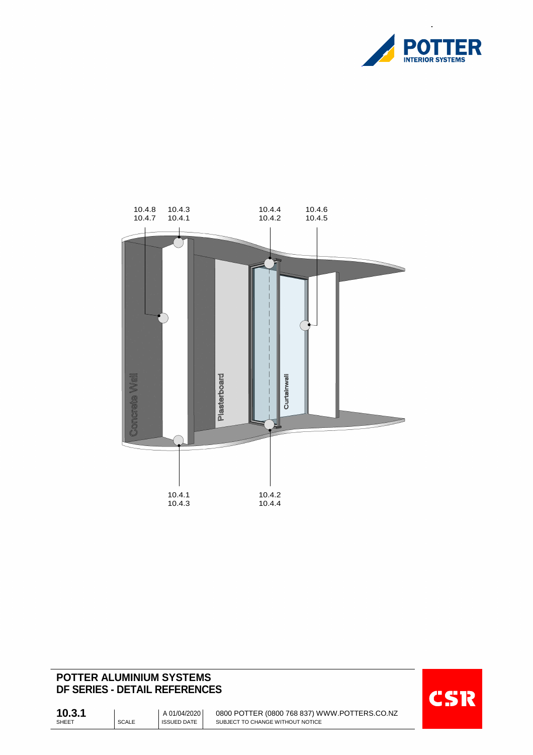10.4.8
10.4.7

10.4.3
10.4.1

10.4.4
10.4.2

10.4.6
10.4.5

Concrete Wall

Plasterboard

Curtainwall

10.4.1
10.4.3

10.4.2
10.4.4

# POTTER ALUMINIUM SYSTEMS
# DF SERIES - DETAIL REFERENCES

| **10.3.1** | | A 01/04/2020 | 0800 POTTER (0800 768 837) WWW.POTTERS.CO.NZ |
|---|---|---|---|
| SHEET | SCALE | ISSUED DATE | SUBJECT TO CHANGE WITHOUT NOTICE |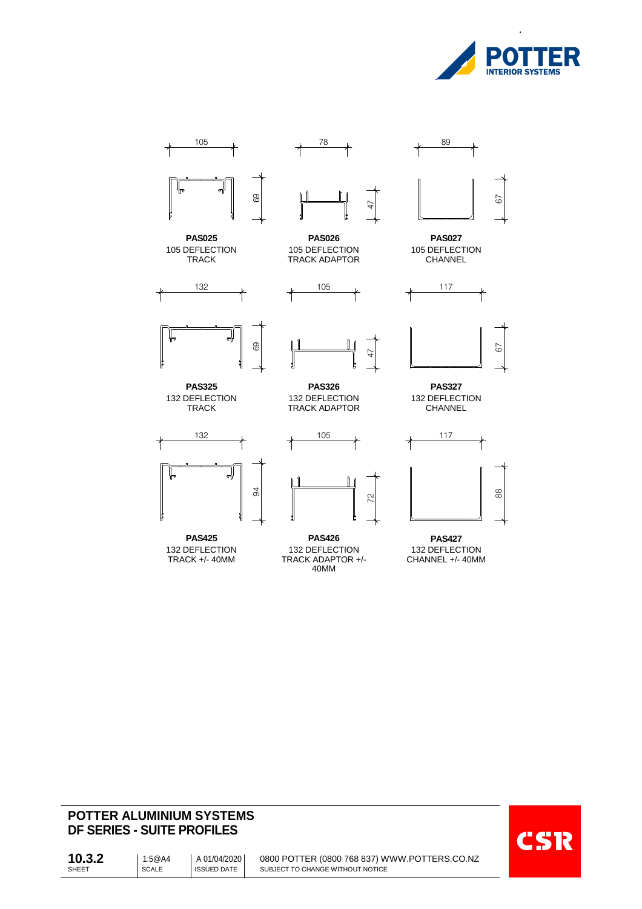| 105 × 69 | 78 × 47 | 89 × 67 |
|---|---|---|
| **PAS025** 105 DEFLECTION TRACK | **PAS026** 105 DEFLECTION TRACK ADAPTOR | **PAS027** 105 DEFLECTION CHANNEL |

| 132 × 69 | 105 × 47 | 117 × 67 |
|---|---|---|
| **PAS325** 132 DEFLECTION TRACK | **PAS326** 132 DEFLECTION TRACK ADAPTOR | **PAS327** 132 DEFLECTION CHANNEL |

| 132 × 94 | 105 × 72 | 117 × 88 |
|---|---|---|
| **PAS425** 132 DEFLECTION TRACK +/- 40MM | **PAS426** 132 DEFLECTION TRACK ADAPTOR +/- 40MM | **PAS427** 132 DEFLECTION CHANNEL +/- 40MM |

## POTTER ALUMINIUM SYSTEMS
## DF SERIES - SUITE PROFILES

| SHEET | SCALE | ISSUED DATE | |
|---|---|---|---|
| **10.3.2** | 1:5@A4 | A 01/04/2020 | 0800 POTTER (0800 768 837) WWW.POTTERS.CO.NZ SUBJECT TO CHANGE WITHOUT NOTICE |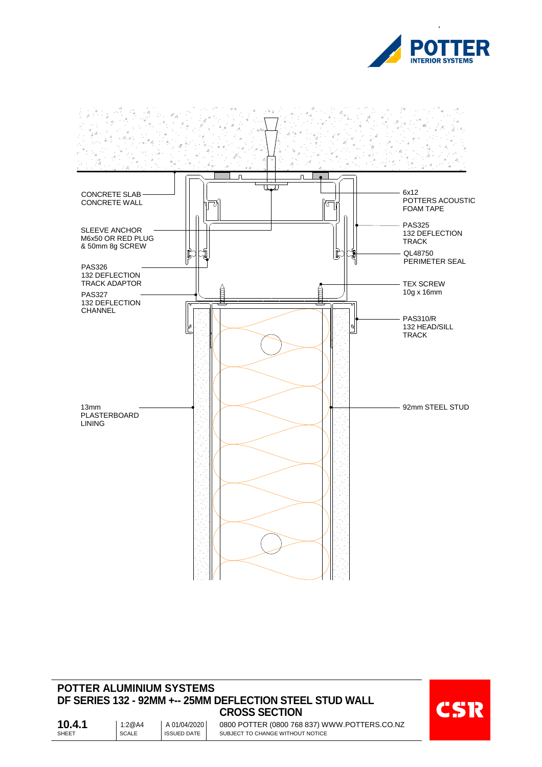CONCRETE SLAB
CONCRETE WALL

SLEEVE ANCHOR
M6x50 OR RED PLUG
& 50mm 8g SCREW

PAS326
132 DEFLECTION
TRACK ADAPTOR

PAS327
132 DEFLECTION
CHANNEL

13mm
PLASTERBOARD
LINING

6x12
POTTERS ACOUSTIC
FOAM TAPE

PAS325
132 DEFLECTION
TRACK

QL48750
PERIMETER SEAL

TEX SCREW
10g x 16mm

PAS310/R
132 HEAD/SILL
TRACK

92mm STEEL STUD

## POTTER ALUMINIUM SYSTEMS

## DF SERIES 132 - 92MM +-- 25MM DEFLECTION STEEL STUD WALL CROSS SECTION

| 10.4.1 | 1:2@A4 | A 01/04/2020 | 0800 POTTER (0800 768 837) WWW.POTTERS.CO.NZ |
|---|---|---|---|
| SHEET | SCALE | ISSUED DATE | SUBJECT TO CHANGE WITHOUT NOTICE |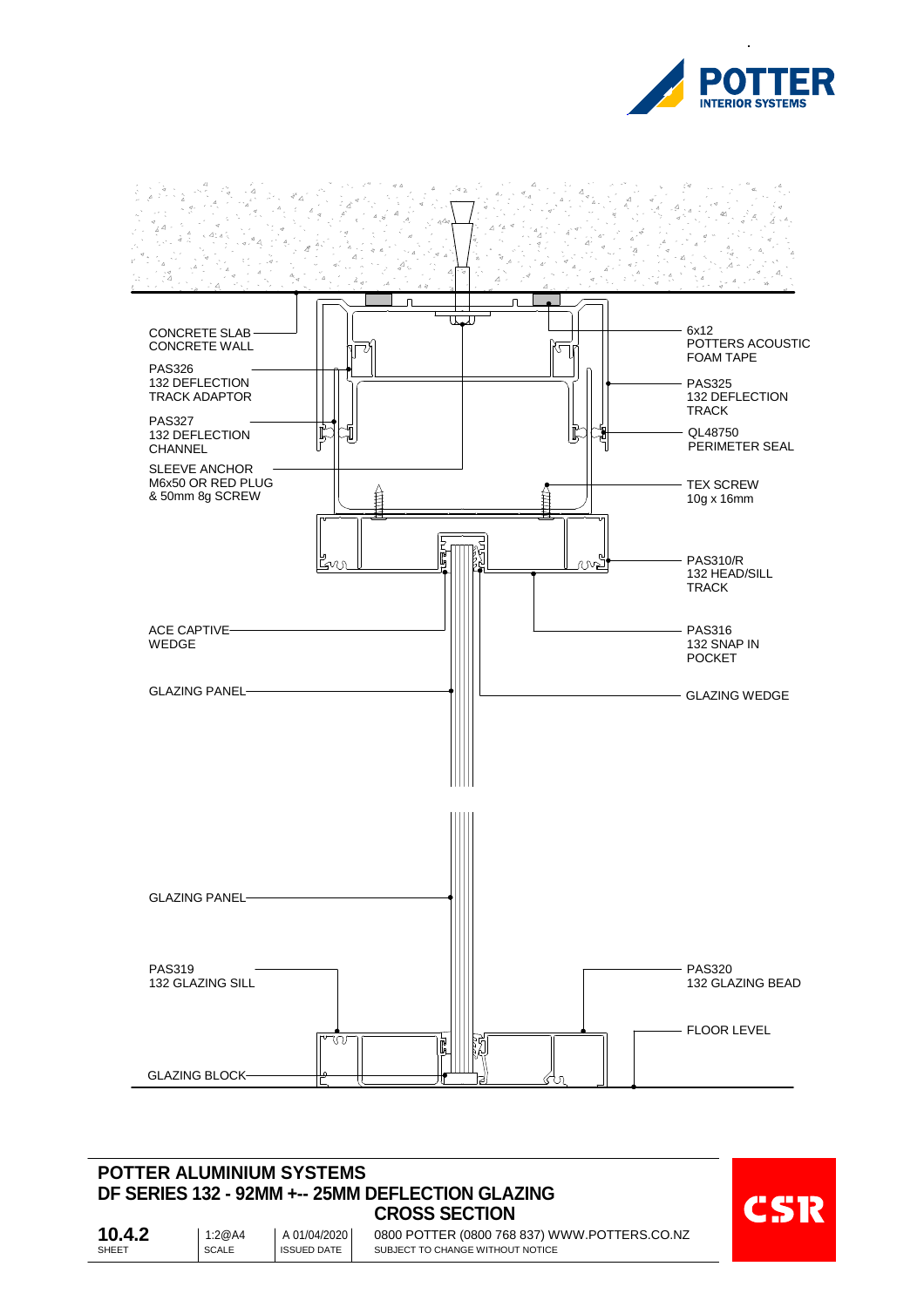CONCRETE SLAB
CONCRETE WALL

PAS326
132 DEFLECTION
TRACK ADAPTOR

PAS327
132 DEFLECTION
CHANNEL

SLEEVE ANCHOR
M6x50 OR RED PLUG
& 50mm 8g SCREW

6x12
POTTERS ACOUSTIC
FOAM TAPE

PAS325
132 DEFLECTION
TRACK

QL48750
PERIMETER SEAL

TEX SCREW
10g x 16mm

PAS310/R
132 HEAD/SILL
TRACK

ACE CAPTIVE
WEDGE

PAS316
132 SNAP IN
POCKET

GLAZING PANEL

GLAZING WEDGE

GLAZING PANEL

PAS319
132 GLAZING SILL

PAS320
132 GLAZING BEAD

FLOOR LEVEL

GLAZING BLOCK

## POTTER ALUMINIUM SYSTEMS
## DF SERIES 132 - 92MM +-- 25MM DEFLECTION GLAZING
## CROSS SECTION

| SHEET | SCALE | ISSUED DATE | |
|---|---|---|---|
| **10.4.2** | 1:2@A4 | A 01/04/2020 | 0800 POTTER (0800 768 837) WWW.POTTERS.CO.NZ<br>SUBJECT TO CHANGE WITHOUT NOTICE |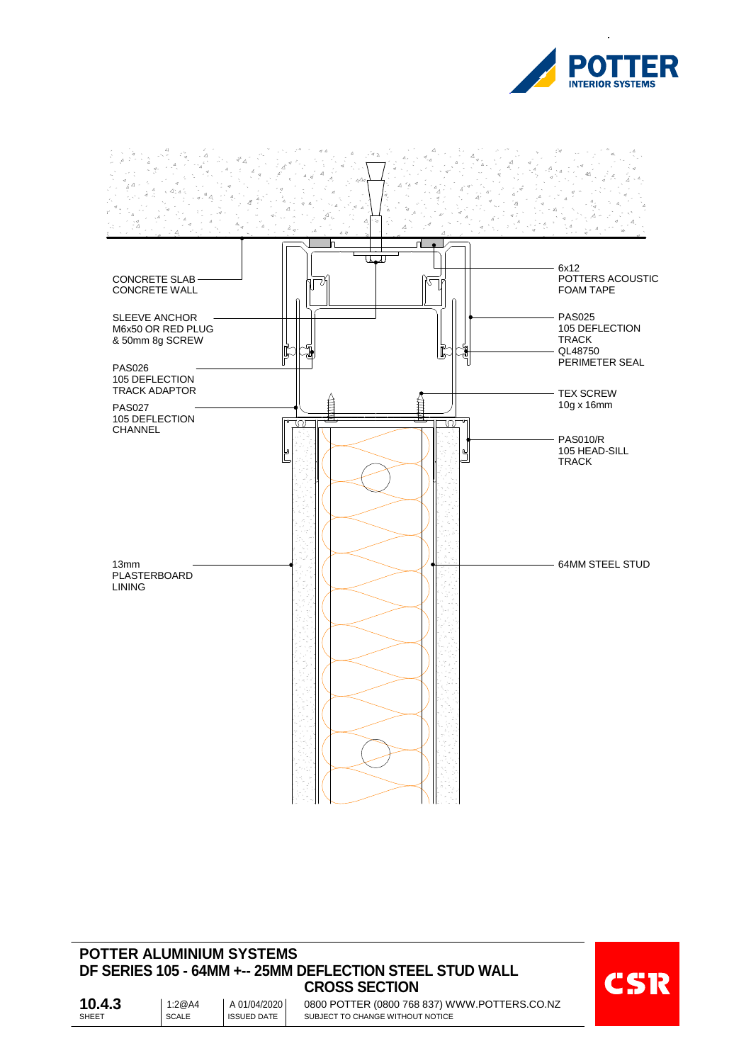POTTER INTERIOR SYSTEMS

CONCRETE SLAB
CONCRETE WALL

SLEEVE ANCHOR
M6x50 OR RED PLUG
& 50mm 8g SCREW

PAS026
105 DEFLECTION
TRACK ADAPTOR

PAS027
105 DEFLECTION
CHANNEL

13mm
PLASTERBOARD
LINING

6x12
POTTERS ACOUSTIC
FOAM TAPE

PAS025
105 DEFLECTION
TRACK

QL48750
PERIMETER SEAL

TEX SCREW
10g x 16mm

PAS010/R
105 HEAD-SILL
TRACK

64MM STEEL STUD

## POTTER ALUMINIUM SYSTEMS
## DF SERIES 105 - 64MM +-- 25MM DEFLECTION STEEL STUD WALL
## CROSS SECTION

| SHEET | SCALE | ISSUED DATE | |
|---|---|---|---|
| **10.4.3** | 1:2@A4 | A 01/04/2020 | 0800 POTTER (0800 768 837) WWW.POTTERS.CO.NZ |
| | | | SUBJECT TO CHANGE WITHOUT NOTICE |

CSR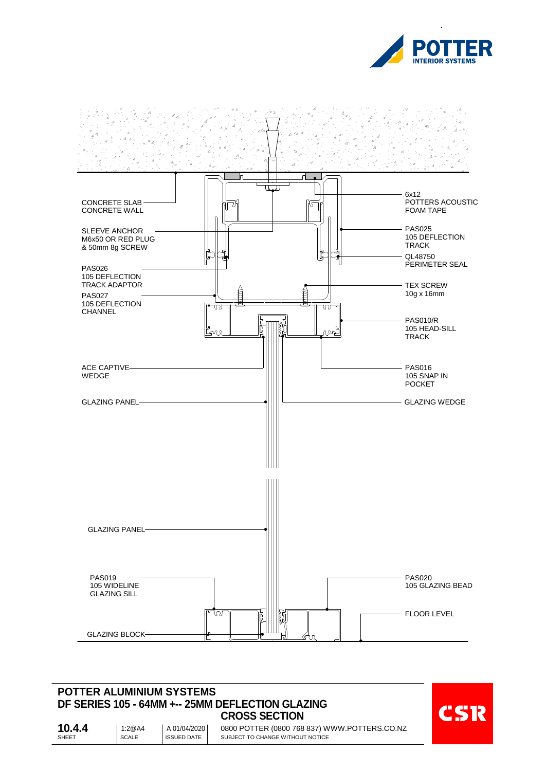POTTER INTERIOR SYSTEMS

CONCRETE SLAB
CONCRETE WALL

SLEEVE ANCHOR
M6x50 OR RED PLUG
& 50mm 8g SCREW

PAS026
105 DEFLECTION
TRACK ADAPTOR

PAS027
105 DEFLECTION
CHANNEL

ACE CAPTIVE
WEDGE

GLAZING PANEL

6x12
POTTERS ACOUSTIC
FOAM TAPE

PAS025
105 DEFLECTION
TRACK

QL48750
PERIMETER SEAL

TEX SCREW
10g x 16mm

PAS010/R
105 HEAD-SILL
TRACK

PAS016
105 SNAP IN
POCKET

GLAZING WEDGE

GLAZING PANEL

PAS019
105 WIDELINE
GLAZING SILL

PAS020
105 GLAZING BEAD

FLOOR LEVEL

GLAZING BLOCK

## POTTER ALUMINIUM SYSTEMS
## DF SERIES 105 - 64MM +-- 25MM DEFLECTION GLAZING
## CROSS SECTION

| 10.4.4 | 1:2@A4 | A 01/04/2020 | 0800 POTTER (0800 768 837) WWW.POTTERS.CO.NZ |
|---|---|---|---|
| SHEET | SCALE | ISSUED DATE | SUBJECT TO CHANGE WITHOUT NOTICE |

CSR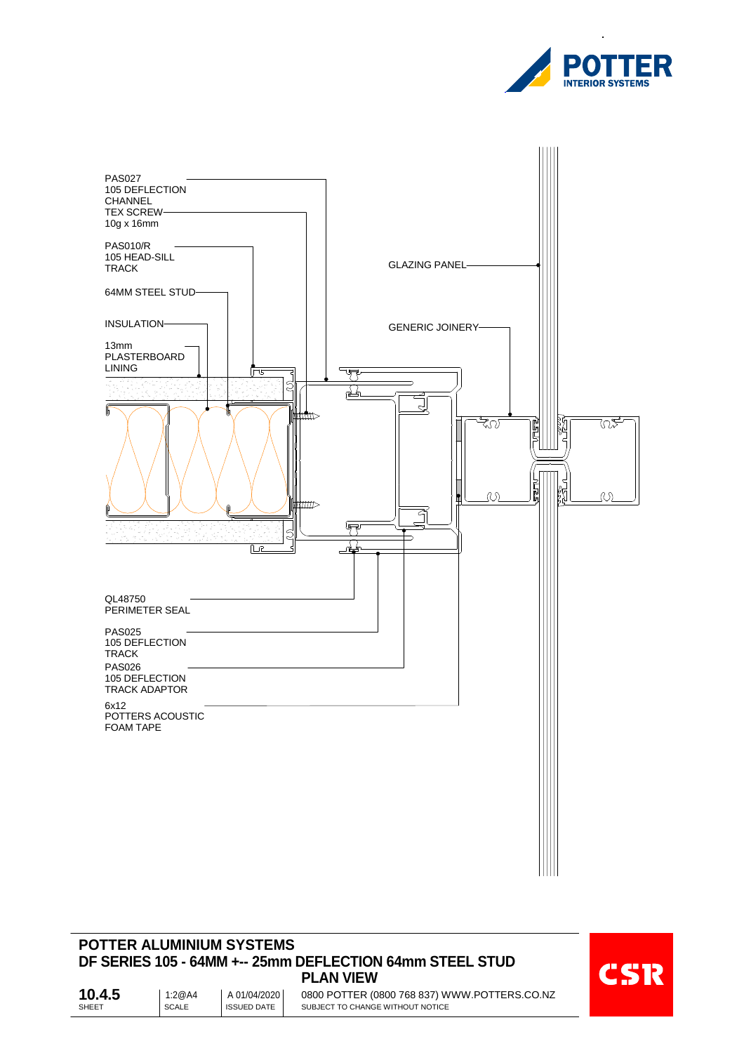PAS027
105 DEFLECTION
CHANNEL

TEX SCREW
10g x 16mm

PAS010/R
105 HEAD-SILL
TRACK

64MM STEEL STUD

INSULATION

13mm
PLASTERBOARD
LINING

GLAZING PANEL

GENERIC JOINERY

QL48750
PERIMETER SEAL

PAS025
105 DEFLECTION
TRACK

PAS026
105 DEFLECTION
TRACK ADAPTOR

6x12
POTTERS ACOUSTIC
FOAM TAPE

## POTTER ALUMINIUM SYSTEMS
## DF SERIES 105 - 64MM +-- 25mm DEFLECTION 64mm STEEL STUD
## PLAN VIEW

| 10.4.5 | 1:2@A4 | A 01/04/2020 | 0800 POTTER (0800 768 837) WWW.POTTERS.CO.NZ |
|---|---|---|---|
| SHEET | SCALE | ISSUED DATE | SUBJECT TO CHANGE WITHOUT NOTICE |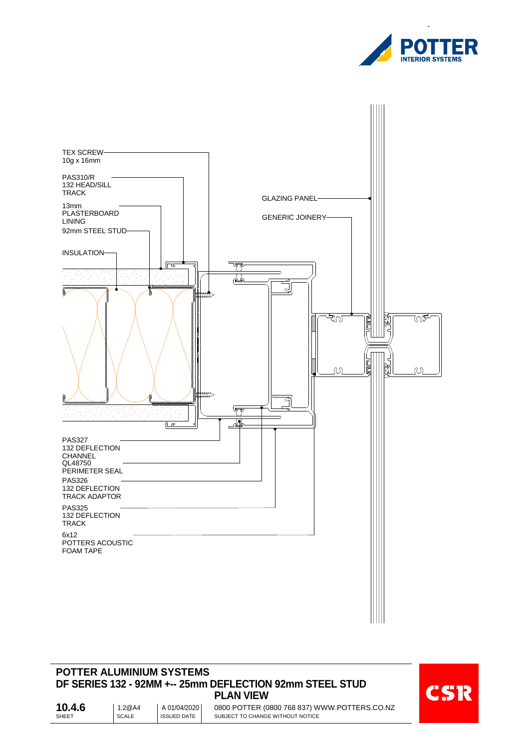TEX SCREW
10g x 16mm

PAS310/R
132 HEAD/SILL
TRACK

13mm
PLASTERBOARD
LINING

92mm STEEL STUD

INSULATION

GLAZING PANEL

GENERIC JOINERY

PAS327
132 DEFLECTION
CHANNEL

QL48750
PERIMETER SEAL

PAS326
132 DEFLECTION
TRACK ADAPTOR

PAS325
132 DEFLECTION
TRACK

6x12
POTTERS ACOUSTIC
FOAM TAPE

**POTTER ALUMINIUM SYSTEMS**
**DF SERIES 132 - 92MM +-- 25mm DEFLECTION 92mm STEEL STUD**
**PLAN VIEW**

| SHEET | SCALE | ISSUED DATE | |
|---|---|---|---|
| **10.4.6** | 1:2@A4 | A 01/04/2020 | 0800 POTTER (0800 768 837) WWW.POTTERS.CO.NZ<br>SUBJECT TO CHANGE WITHOUT NOTICE |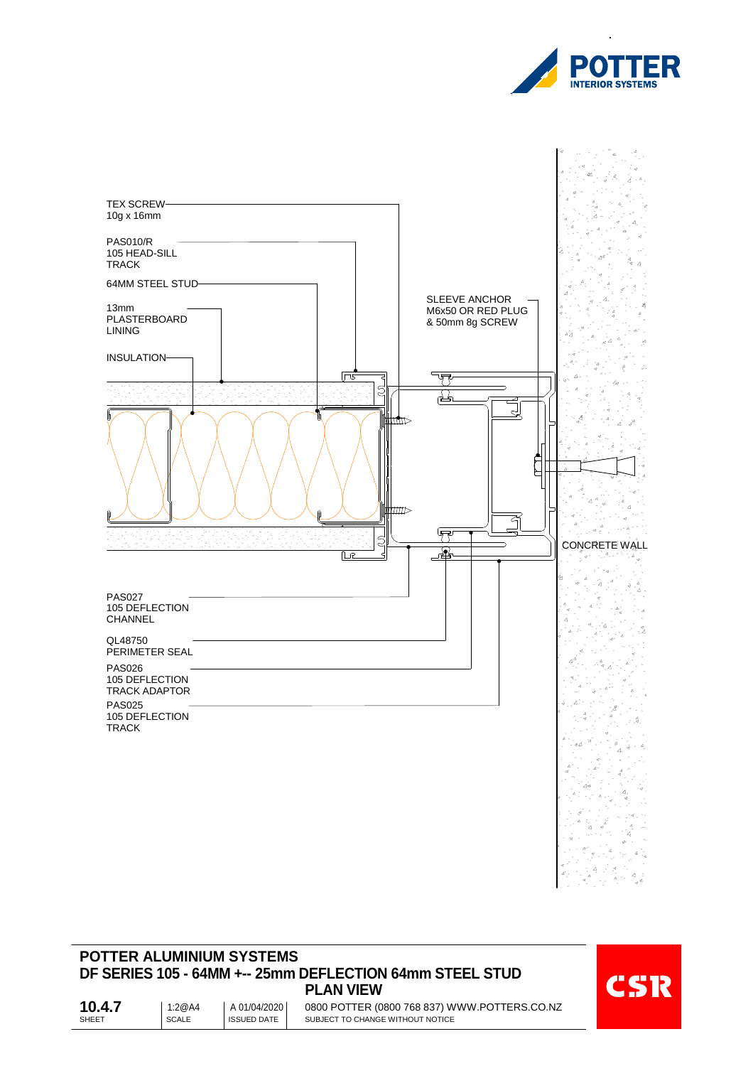POTTER
INTERIOR SYSTEMS

TEX SCREW
10g x 16mm

PAS010/R
105 HEAD-SILL
TRACK

64MM STEEL STUD

13mm
PLASTERBOARD
LINING

INSULATION

SLEEVE ANCHOR
M6x50 OR RED PLUG
& 50mm 8g SCREW

CONCRETE WALL

PAS027
105 DEFLECTION
CHANNEL

QL48750
PERIMETER SEAL

PAS026
105 DEFLECTION
TRACK ADAPTOR

PAS025
105 DEFLECTION
TRACK

## POTTER ALUMINIUM SYSTEMS
## DF SERIES 105 - 64MM +-- 25mm DEFLECTION 64mm STEEL STUD
## PLAN VIEW

| 10.4.7 | 1:2@A4 | A 01/04/2020 | 0800 POTTER (0800 768 837) WWW.POTTERS.CO.NZ |
|---|---|---|---|
| SHEET | SCALE | ISSUED DATE | SUBJECT TO CHANGE WITHOUT NOTICE |

CSR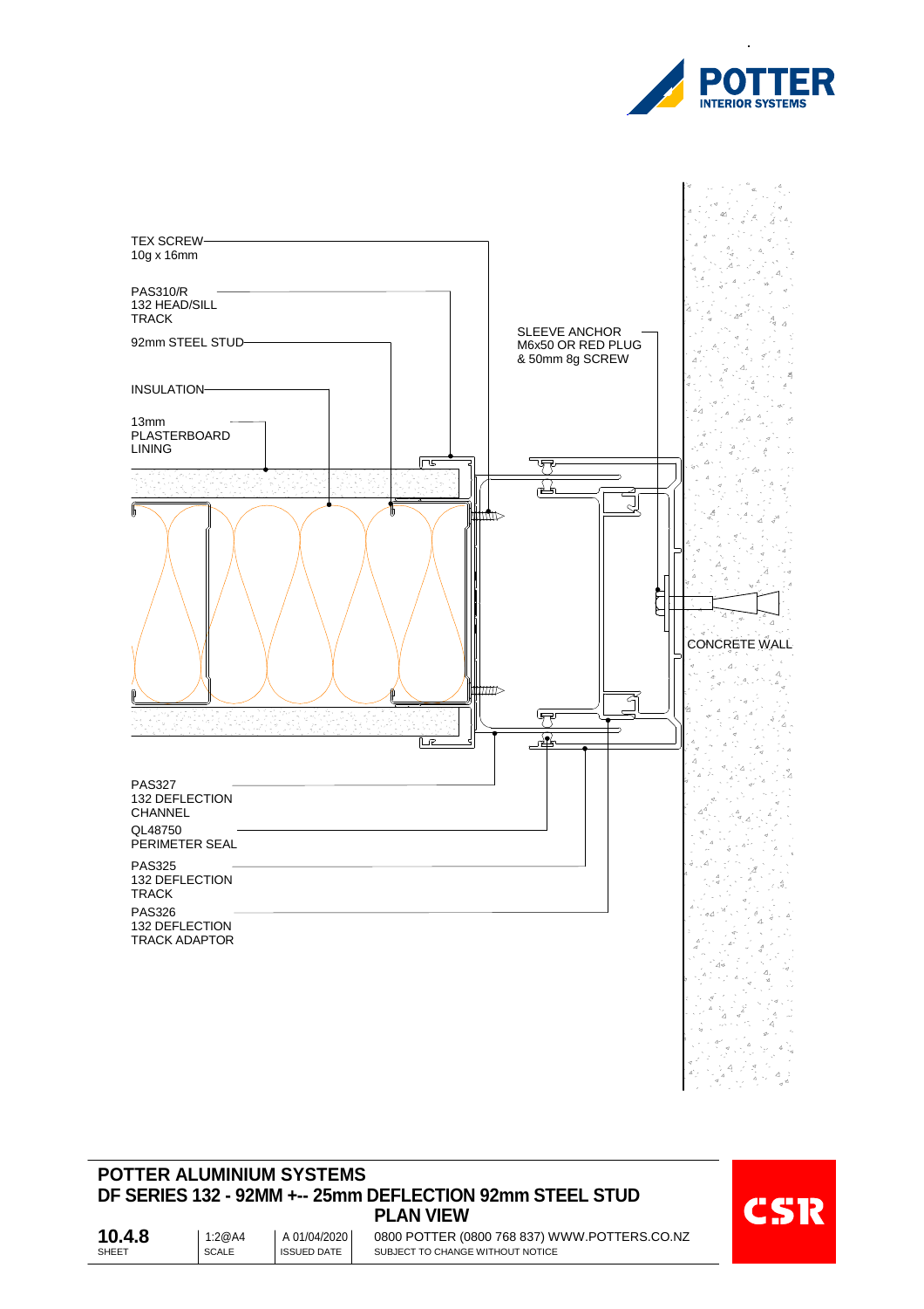TEX SCREW
10g x 16mm

PAS310/R
132 HEAD/SILL
TRACK

92mm STEEL STUD

INSULATION

13mm
PLASTERBOARD
LINING

SLEEVE ANCHOR
M6x50 OR RED PLUG
& 50mm 8g SCREW

CONCRETE WALL

PAS327
132 DEFLECTION
CHANNEL

QL48750
PERIMETER SEAL

PAS325
132 DEFLECTION
TRACK

PAS326
132 DEFLECTION
TRACK ADAPTOR

**POTTER ALUMINIUM SYSTEMS**
**DF SERIES 132 - 92MM +-- 25mm DEFLECTION 92mm STEEL STUD**
**PLAN VIEW**

| **10.4.8** | 1:2@A4 | A 01/04/2020 | 0800 POTTER (0800 768 837) WWW.POTTERS.CO.NZ |
|---|---|---|---|
| SHEET | SCALE | ISSUED DATE | SUBJECT TO CHANGE WITHOUT NOTICE |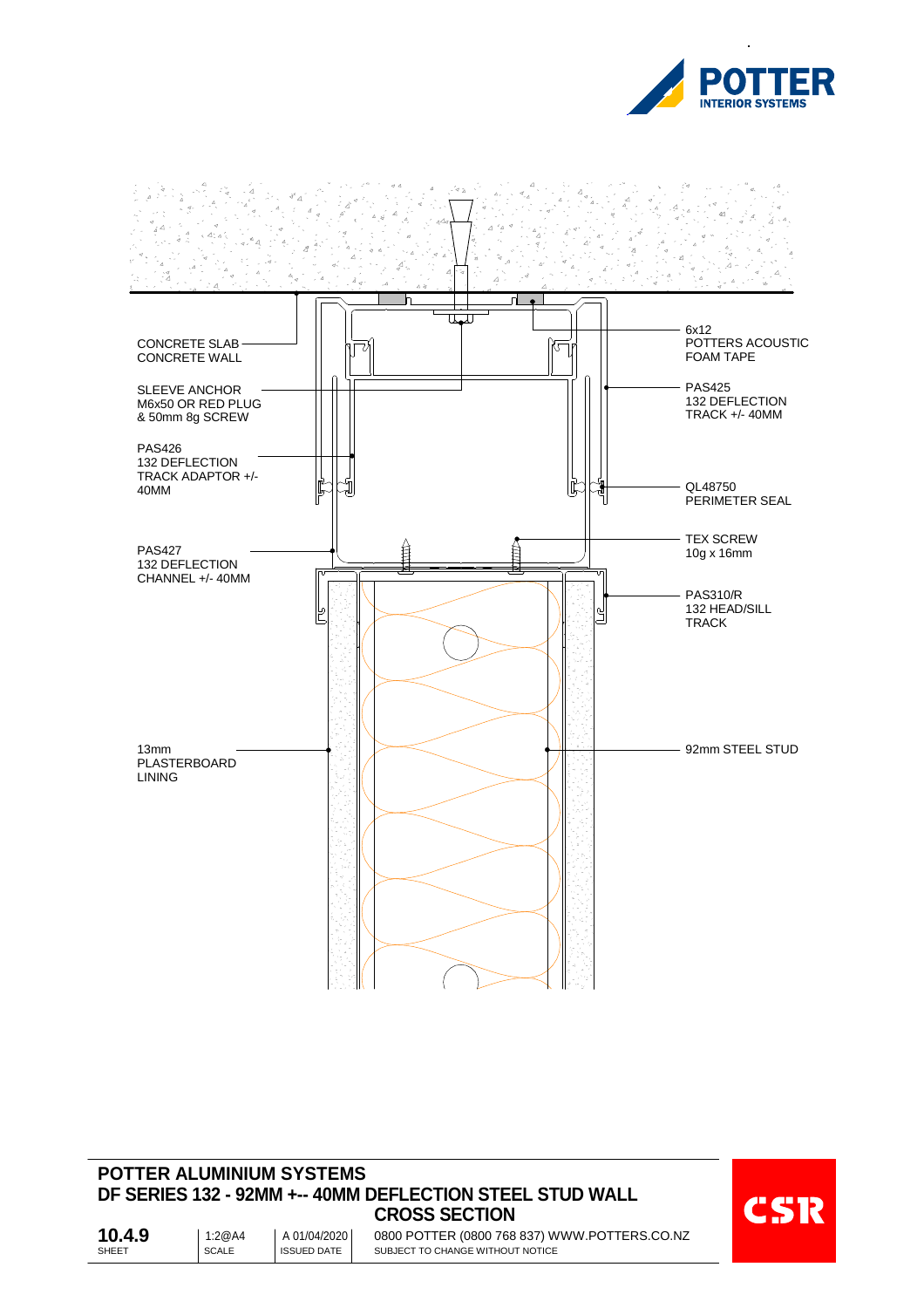CONCRETE SLAB
CONCRETE WALL

SLEEVE ANCHOR
M6x50 OR RED PLUG
& 50mm 8g SCREW

PAS426
132 DEFLECTION
TRACK ADAPTOR +/-
40MM

PAS427
132 DEFLECTION
CHANNEL +/- 40MM

13mm
PLASTERBOARD
LINING

6x12
POTTERS ACOUSTIC
FOAM TAPE

PAS425
132 DEFLECTION
TRACK +/- 40MM

QL48750
PERIMETER SEAL

TEX SCREW
10g x 16mm

PAS310/R
132 HEAD/SILL
TRACK

92mm STEEL STUD

**POTTER ALUMINIUM SYSTEMS**

**DF SERIES 132 - 92MM +-- 40MM DEFLECTION STEEL STUD WALL**

**CROSS SECTION**

| **10.4.9** | 1:2@A4 | A 01/04/2020 | 0800 POTTER (0800 768 837) WWW.POTTERS.CO.NZ |
|---|---|---|---|
| SHEET | SCALE | ISSUED DATE | SUBJECT TO CHANGE WITHOUT NOTICE |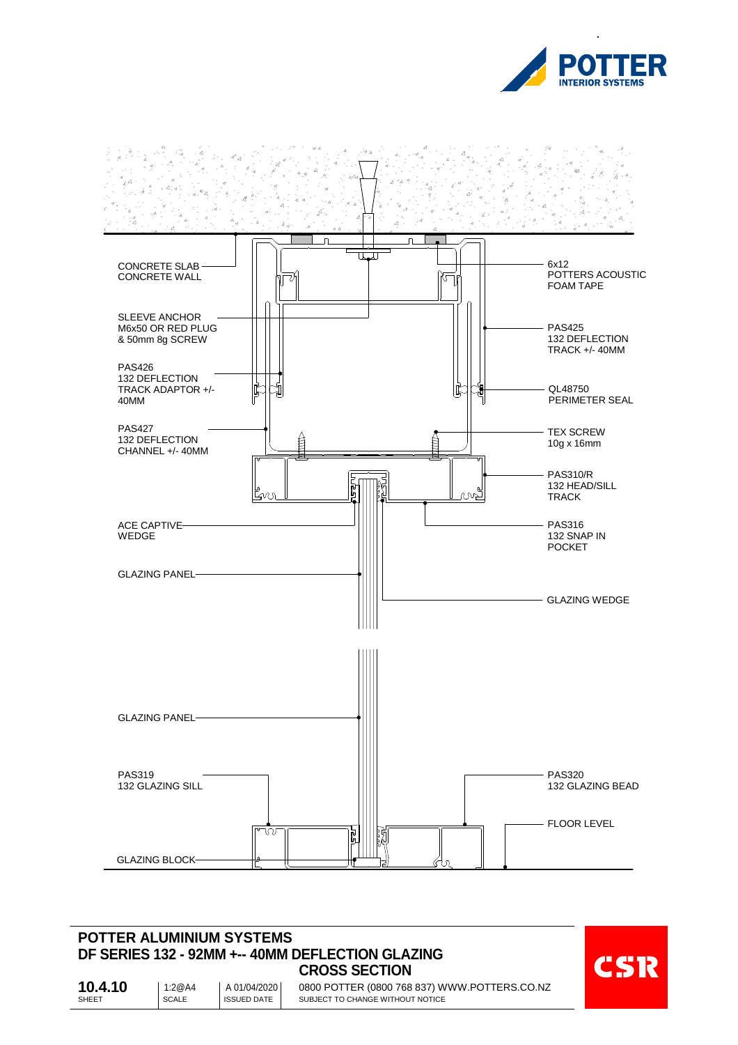POTTER
INTERIOR SYSTEMS

CONCRETE SLAB
CONCRETE WALL

SLEEVE ANCHOR
M6x50 OR RED PLUG
& 50mm 8g SCREW

PAS426
132 DEFLECTION
TRACK ADAPTOR +/-
40MM

PAS427
132 DEFLECTION
CHANNEL +/- 40MM

ACE CAPTIVE
WEDGE

GLAZING PANEL

GLAZING PANEL

PAS319
132 GLAZING SILL

GLAZING BLOCK

6x12
POTTERS ACOUSTIC
FOAM TAPE

PAS425
132 DEFLECTION
TRACK +/- 40MM

QL48750
PERIMETER SEAL

TEX SCREW
10g x 16mm

PAS310/R
132 HEAD/SILL
TRACK

PAS316
132 SNAP IN
POCKET

GLAZING WEDGE

PAS320
132 GLAZING BEAD

FLOOR LEVEL

## POTTER ALUMINIUM SYSTEMS
## DF SERIES 132 - 92MM +-- 40MM DEFLECTION GLAZING
## CROSS SECTION

| 10.4.10 | 1:2@A4 | A 01/04/2020 | 0800 POTTER (0800 768 837) WWW.POTTERS.CO.NZ |
|---|---|---|---|
| SHEET | SCALE | ISSUED DATE | SUBJECT TO CHANGE WITHOUT NOTICE |

CSR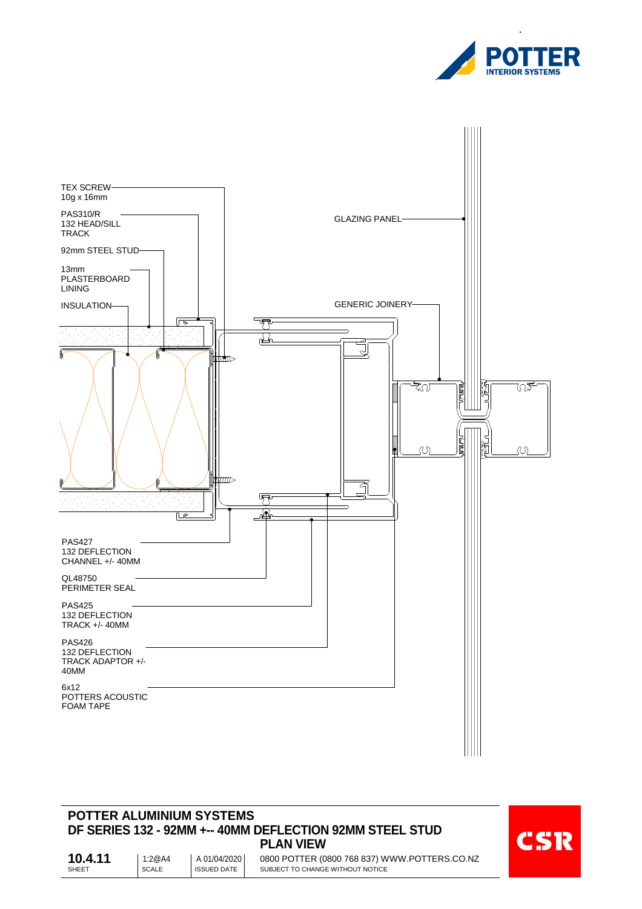POTTER INTERIOR SYSTEMS

TEX SCREW
10g x 16mm

PAS310/R
132 HEAD/SILL
TRACK

92mm STEEL STUD

13mm
PLASTERBOARD
LINING

INSULATION

GLAZING PANEL

GENERIC JOINERY

PAS427
132 DEFLECTION
CHANNEL +/- 40MM

QL48750
PERIMETER SEAL

PAS425
132 DEFLECTION
TRACK +/- 40MM

PAS426
132 DEFLECTION
TRACK ADAPTOR +/-
40MM

6x12
POTTERS ACOUSTIC
FOAM TAPE

## POTTER ALUMINIUM SYSTEMS
## DF SERIES 132 - 92MM +-- 40MM DEFLECTION 92MM STEEL STUD
## PLAN VIEW

| SHEET | SCALE | ISSUED DATE | |
|---|---|---|---|
| **10.4.11** | 1:2@A4 | A 01/04/2020 | 0800 POTTER (0800 768 837) WWW.POTTERS.CO.NZ<br>SUBJECT TO CHANGE WITHOUT NOTICE |

CSR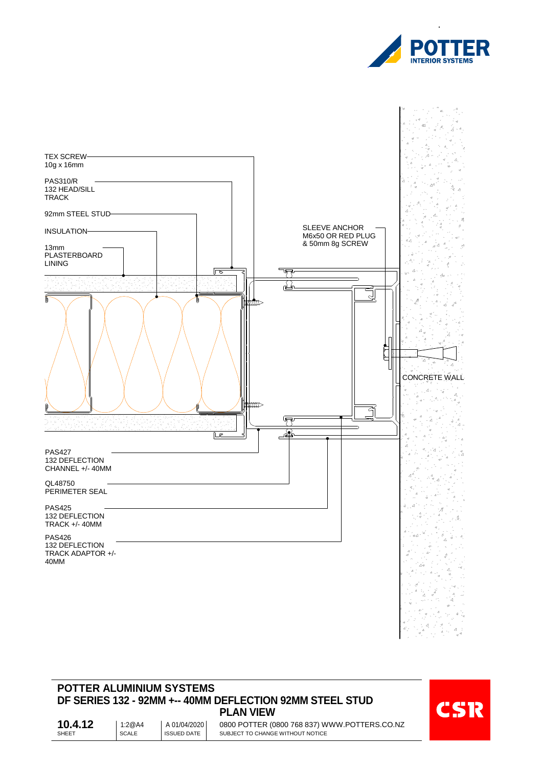POTTER
INTERIOR SYSTEMS

TEX SCREW
10g x 16mm

PAS310/R
132 HEAD/SILL
TRACK

92mm STEEL STUD

INSULATION

13mm
PLASTERBOARD
LINING

SLEEVE ANCHOR
M6x50 OR RED PLUG
& 50mm 8g SCREW

CONCRETE WALL

PAS427
132 DEFLECTION
CHANNEL +/- 40MM

QL48750
PERIMETER SEAL

PAS425
132 DEFLECTION
TRACK +/- 40MM

PAS426
132 DEFLECTION
TRACK ADAPTOR +/-
40MM

## POTTER ALUMINIUM SYSTEMS
## DF SERIES 132 - 92MM +-- 40MM DEFLECTION 92MM STEEL STUD
## PLAN VIEW

| SHEET | SCALE | ISSUED DATE | |
|---|---|---|---|
| 10.4.12 | 1:2@A4 | A 01/04/2020 | 0800 POTTER (0800 768 837) WWW.POTTERS.CO.NZ<br>SUBJECT TO CHANGE WITHOUT NOTICE |

CSR